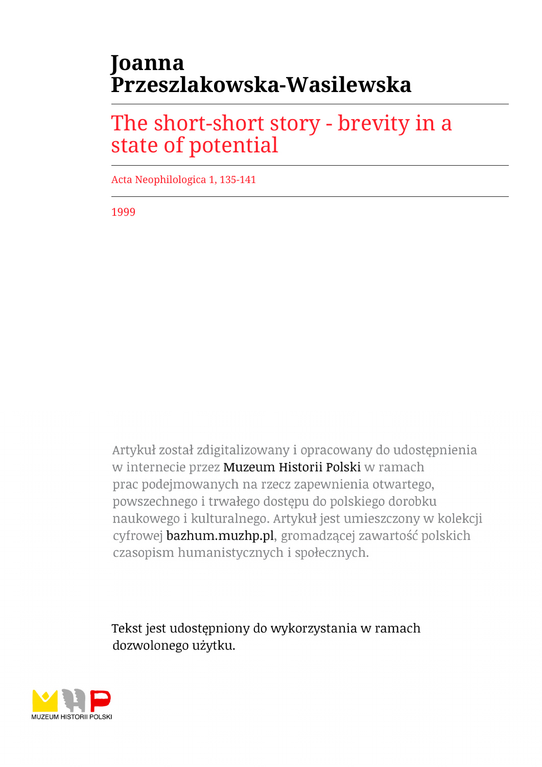# Joanna Przeszlakowska-Wasilewska

## The short-short story - brevity in a state of potential

Acta Neophilologica 1, 135-141

1999

Artykuł został zdigitalizowany i opracowany do udostępnienia w internecie przez Muzeum Historii Polski w ramach prac podejmowanych na rzecz zapewnienia otwartego, powszechnego i trwałego dostępu do polskiego dorobku naukowego i kulturalnego. Artykuł jest umieszczony w kolekcji cyfrowej bazhum.muzhp.pl, gromadzącej zawartość polskich czasopism humanistycznych i społecznych.

Tekst jest udostępniony do wykorzystania w ramach dozwolonego użytku.

MUZEUM HISTORII POLSKI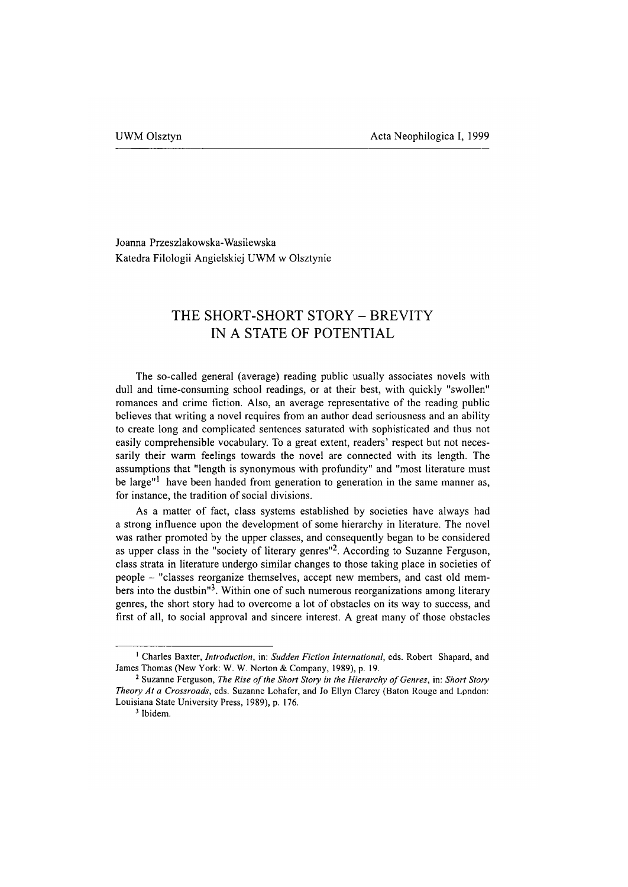Joanna Przeszlakowska-Wasilewska
Katedra Filologii Angielskiej UWM w Olsztynie

# THE SHORT-SHORT STORY – BREVITY IN A STATE OF POTENTIAL

The so-called general (average) reading public usually associates novels with dull and time-consuming school readings, or at their best, with quickly "swollen" romances and crime fiction. Also, an average representative of the reading public believes that writing a novel requires from an author dead seriousness and an ability to create long and complicated sentences saturated with sophisticated and thus not easily comprehensible vocabulary. To a great extent, readers' respect but not necessarily their warm feelings towards the novel are connected with its length. The assumptions that "length is synonymous with profundity" and "most literature must be large"[1] have been handed from generation to generation in the same manner as, for instance, the tradition of social divisions.

As a matter of fact, class systems established by societies have always had a strong influence upon the development of some hierarchy in literature. The novel was rather promoted by the upper classes, and consequently began to be considered as upper class in the "society of literary genres"[2]. According to Suzanne Ferguson, class strata in literature undergo similar changes to those taking place in societies of people – "classes reorganize themselves, accept new members, and cast old members into the dustbin"[3]. Within one of such numerous reorganizations among literary genres, the short story had to overcome a lot of obstacles on its way to success, and first of all, to social approval and sincere interest. A great many of those obstacles

---

[1] Charles Baxter, *Introduction*, in: *Sudden Fiction International*, eds. Robert Shapard, and James Thomas (New York: W. W. Norton & Company, 1989), p. 19.

[2] Suzanne Ferguson, *The Rise of the Short Story in the Hierarchy of Genres*, in: *Short Story Theory At a Crossroads*, eds. Suzanne Lohafer, and Jo Ellyn Clarey (Baton Rouge and London: Louisiana State University Press, 1989), p. 176.

[3] Ibidem.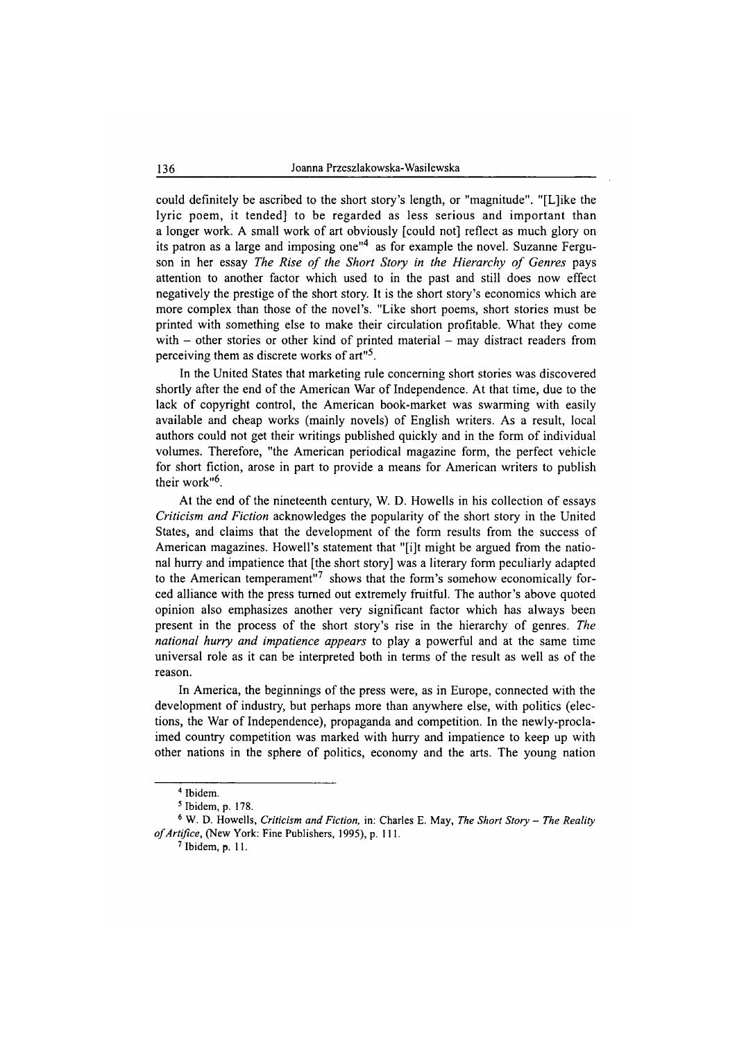could definitely be ascribed to the short story's length, or "magnitude". "[L]ike the lyric poem, it tended] to be regarded as less serious and important than a longer work. A small work of art obviously [could not] reflect as much glory on its patron as a large and imposing one"[4] as for example the novel. Suzanne Ferguson in her essay *The Rise of the Short Story in the Hierarchy of Genres* pays attention to another factor which used to in the past and still does now effect negatively the prestige of the short story. It is the short story's economics which are more complex than those of the novel's. "Like short poems, short stories must be printed with something else to make their circulation profitable. What they come with – other stories or other kind of printed material – may distract readers from perceiving them as discrete works of art"[5].

In the United States that marketing rule concerning short stories was discovered shortly after the end of the American War of Independence. At that time, due to the lack of copyright control, the American book-market was swarming with easily available and cheap works (mainly novels) of English writers. As a result, local authors could not get their writings published quickly and in the form of individual volumes. Therefore, "the American periodical magazine form, the perfect vehicle for short fiction, arose in part to provide a means for American writers to publish their work"[6].

At the end of the nineteenth century, W. D. Howells in his collection of essays *Criticism and Fiction* acknowledges the popularity of the short story in the United States, and claims that the development of the form results from the success of American magazines. Howell's statement that "[i]t might be argued from the national hurry and impatience that [the short story] was a literary form peculiarly adapted to the American temperament"[7] shows that the form's somehow economically forced alliance with the press turned out extremely fruitful. The author's above quoted opinion also emphasizes another very significant factor which has always been present in the process of the short story's rise in the hierarchy of genres. *The national hurry and impatience appears* to play a powerful and at the same time universal role as it can be interpreted both in terms of the result as well as of the reason.

In America, the beginnings of the press were, as in Europe, connected with the development of industry, but perhaps more than anywhere else, with politics (elections, the War of Independence), propaganda and competition. In the newly-proclaimed country competition was marked with hurry and impatience to keep up with other nations in the sphere of politics, economy and the arts. The young nation

---

[4] Ibidem.

[5] Ibidem, p. 178.

[6] W. D. Howells, *Criticism and Fiction,* in: Charles E. May, *The Short Story – The Reality of Artifice*, (New York: Fine Publishers, 1995), p. 111.

[7] Ibidem, p. 11.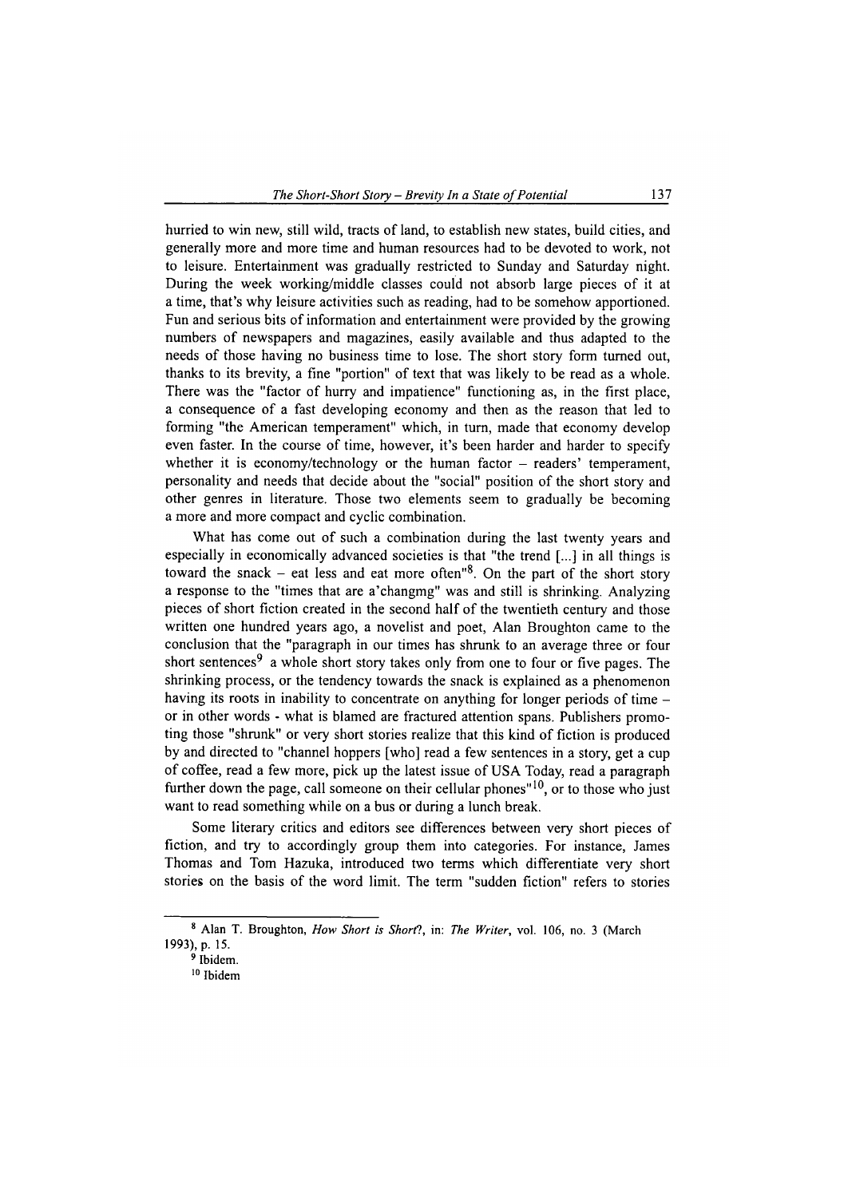hurried to win new, still wild, tracts of land, to establish new states, build cities, and generally more and more time and human resources had to be devoted to work, not to leisure. Entertainment was gradually restricted to Sunday and Saturday night. During the week working/middle classes could not absorb large pieces of it at a time, that's why leisure activities such as reading, had to be somehow apportioned. Fun and serious bits of information and entertainment were provided by the growing numbers of newspapers and magazines, easily available and thus adapted to the needs of those having no business time to lose. The short story form turned out, thanks to its brevity, a fine "portion" of text that was likely to be read as a whole. There was the "factor of hurry and impatience" functioning as, in the first place, a consequence of a fast developing economy and then as the reason that led to forming "the American temperament" which, in turn, made that economy develop even faster. In the course of time, however, it's been harder and harder to specify whether it is economy/technology or the human factor – readers' temperament, personality and needs that decide about the "social" position of the short story and other genres in literature. Those two elements seem to gradually be becoming a more and more compact and cyclic combination.

What has come out of such a combination during the last twenty years and especially in economically advanced societies is that "the trend [...] in all things is toward the snack – eat less and eat more often"[8]. On the part of the short story a response to the "times that are a'changmg" was and still is shrinking. Analyzing pieces of short fiction created in the second half of the twentieth century and those written one hundred years ago, a novelist and poet, Alan Broughton came to the conclusion that the "paragraph in our times has shrunk to an average three or four short sentences[9] a whole short story takes only from one to four or five pages. The shrinking process, or the tendency towards the snack is explained as a phenomenon having its roots in inability to concentrate on anything for longer periods of time – or in other words - what is blamed are fractured attention spans. Publishers promoting those "shrunk" or very short stories realize that this kind of fiction is produced by and directed to "channel hoppers [who] read a few sentences in a story, get a cup of coffee, read a few more, pick up the latest issue of USA Today, read a paragraph further down the page, call someone on their cellular phones"[10], or to those who just want to read something while on a bus or during a lunch break.

Some literary critics and editors see differences between very short pieces of fiction, and try to accordingly group them into categories. For instance, James Thomas and Tom Hazuka, introduced two terms which differentiate very short stories on the basis of the word limit. The term "sudden fiction" refers to stories

---

[8] Alan T. Broughton, *How Short is Short?*, in: *The Writer*, vol. 106, no. 3 (March 1993), p. 15.

[9] Ibidem.

[10] Ibidem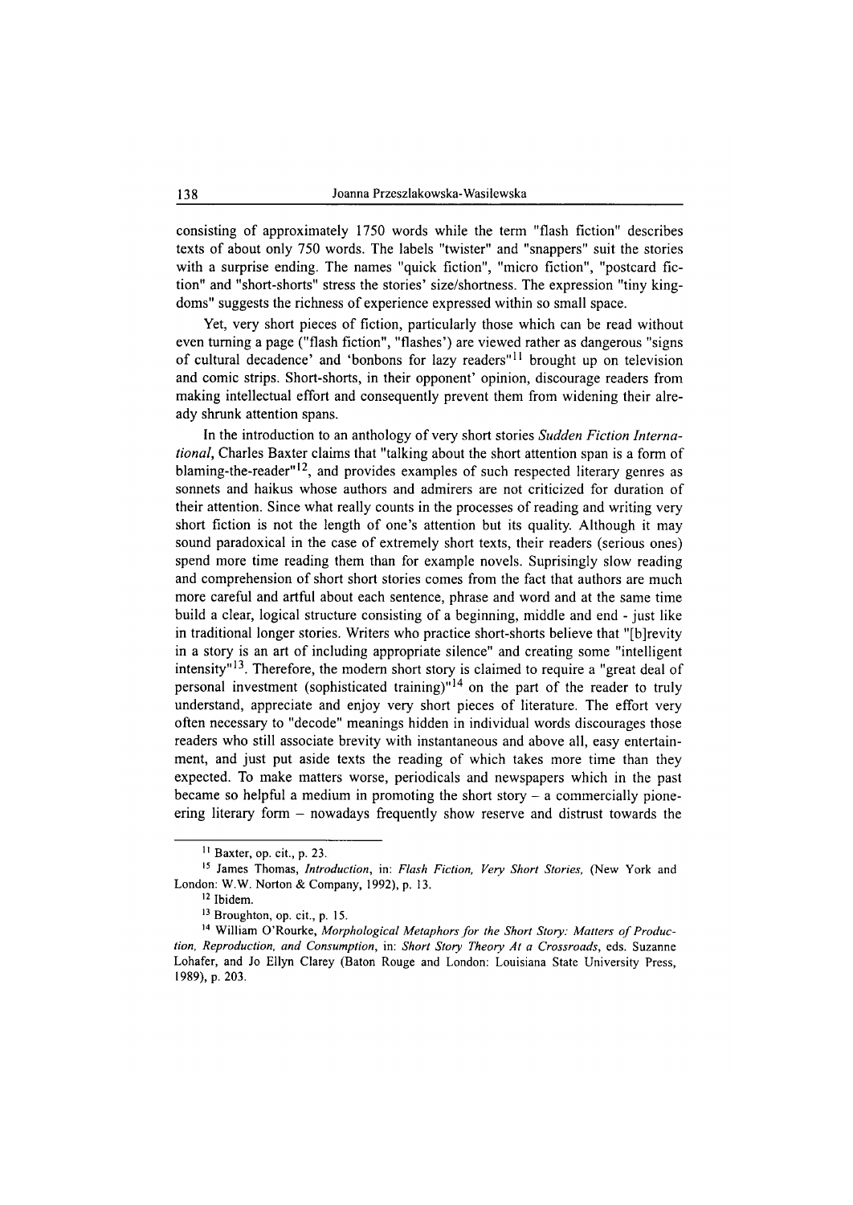consisting of approximately 1750 words while the term "flash fiction" describes texts of about only 750 words. The labels "twister" and "snappers" suit the stories with a surprise ending. The names "quick fiction", "micro fiction", "postcard fiction" and "short-shorts" stress the stories' size/shortness. The expression "tiny kingdoms" suggests the richness of experience expressed within so small space.

Yet, very short pieces of fiction, particularly those which can be read without even turning a page ("flash fiction", "flashes') are viewed rather as dangerous "signs of cultural decadence' and 'bonbons for lazy readers"[11] brought up on television and comic strips. Short-shorts, in their opponent' opinion, discourage readers from making intellectual effort and consequently prevent them from widening their already shrunk attention spans.

In the introduction to an anthology of very short stories *Sudden Fiction International*, Charles Baxter claims that "talking about the short attention span is a form of blaming-the-reader"[12], and provides examples of such respected literary genres as sonnets and haikus whose authors and admirers are not criticized for duration of their attention. Since what really counts in the processes of reading and writing very short fiction is not the length of one's attention but its quality. Although it may sound paradoxical in the case of extremely short texts, their readers (serious ones) spend more time reading them than for example novels. Suprisingly slow reading and comprehension of short short stories comes from the fact that authors are much more careful and artful about each sentence, phrase and word and at the same time build a clear, logical structure consisting of a beginning, middle and end - just like in traditional longer stories. Writers who practice short-shorts believe that "[b]revity in a story is an art of including appropriate silence" and creating some "intelligent intensity"[13]. Therefore, the modern short story is claimed to require a "great deal of personal investment (sophisticated training)"[14] on the part of the reader to truly understand, appreciate and enjoy very short pieces of literature. The effort very often necessary to "decode" meanings hidden in individual words discourages those readers who still associate brevity with instantaneous and above all, easy entertainment, and just put aside texts the reading of which takes more time than they expected. To make matters worse, periodicals and newspapers which in the past became so helpful a medium in promoting the short story – a commercially pioneering literary form – nowadays frequently show reserve and distrust towards the

---

[11] Baxter, op. cit., p. 23.

[15] James Thomas, *Introduction*, in: *Flash Fiction, Very Short Stories*, (New York and London: W.W. Norton & Company, 1992), p. 13.

[12] Ibidem.

[13] Broughton, op. cit., p. 15.

[14] William O'Rourke, *Morphological Metaphors for the Short Story: Matters of Production, Reproduction, and Consumption*, in: *Short Story Theory At a Crossroads*, eds. Suzanne Lohafer, and Jo Ellyn Clarey (Baton Rouge and London: Louisiana State University Press, 1989), p. 203.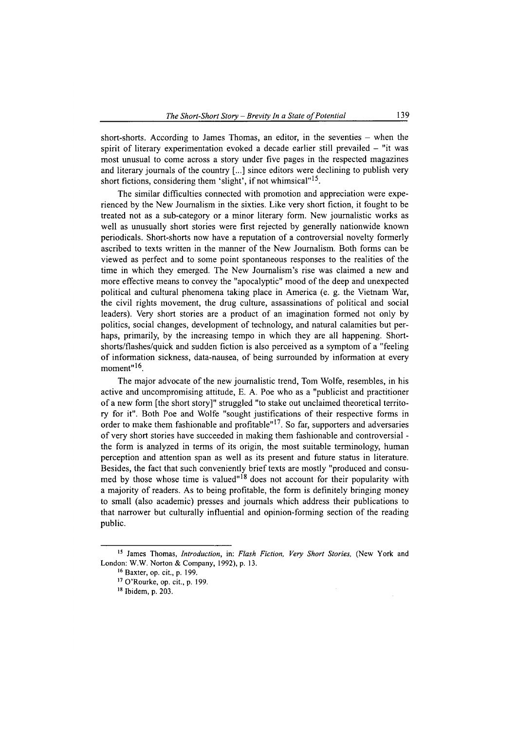short-shorts. According to James Thomas, an editor, in the seventies – when the spirit of literary experimentation evoked a decade earlier still prevailed – "it was most unusual to come across a story under five pages in the respected magazines and literary journals of the country [...] since editors were declining to publish very short fictions, considering them 'slight', if not whimsical"[15].

The similar difficulties connected with promotion and appreciation were experienced by the New Journalism in the sixties. Like very short fiction, it fought to be treated not as a sub-category or a minor literary form. New journalistic works as well as unusually short stories were first rejected by generally nationwide known periodicals. Short-shorts now have a reputation of a controversial novelty formerly ascribed to texts written in the manner of the New Journalism. Both forms can be viewed as perfect and to some point spontaneous responses to the realities of the time in which they emerged. The New Journalism's rise was claimed a new and more effective means to convey the "apocalyptic" mood of the deep and unexpected political and cultural phenomena taking place in America (e. g. the Vietnam War, the civil rights movement, the drug culture, assassinations of political and social leaders). Very short stories are a product of an imagination formed not only by politics, social changes, development of technology, and natural calamities but perhaps, primarily, by the increasing tempo in which they are all happening. Short-shorts/flashes/quick and sudden fiction is also perceived as a symptom of a "feeling of information sickness, data-nausea, of being surrounded by information at every moment"[16].

The major advocate of the new journalistic trend, Tom Wolfe, resembles, in his active and uncompromising attitude, E. A. Poe who as a "publicist and practitioner of a new form [the short story]" struggled "to stake out unclaimed theoretical territory for it". Both Poe and Wolfe "sought justifications of their respective forms in order to make them fashionable and profitable"[17]. So far, supporters and adversaries of very short stories have succeeded in making them fashionable and controversial - the form is analyzed in terms of its origin, the most suitable terminology, human perception and attention span as well as its present and future status in literature. Besides, the fact that such conveniently brief texts are mostly "produced and consumed by those whose time is valued"[18] does not account for their popularity with a majority of readers. As to being profitable, the form is definitely bringing money to small (also academic) presses and journals which address their publications to that narrower but culturally influential and opinion-forming section of the reading public.

---

[15] James Thomas, *Introduction*, in: *Flash Fiction, Very Short Stories,* (New York and London: W.W. Norton & Company, 1992), p. 13.

[16] Baxter, op. cit., p. 199.

[17] O'Rourke, op. cit., p. 199.

[18] Ibidem, p. 203.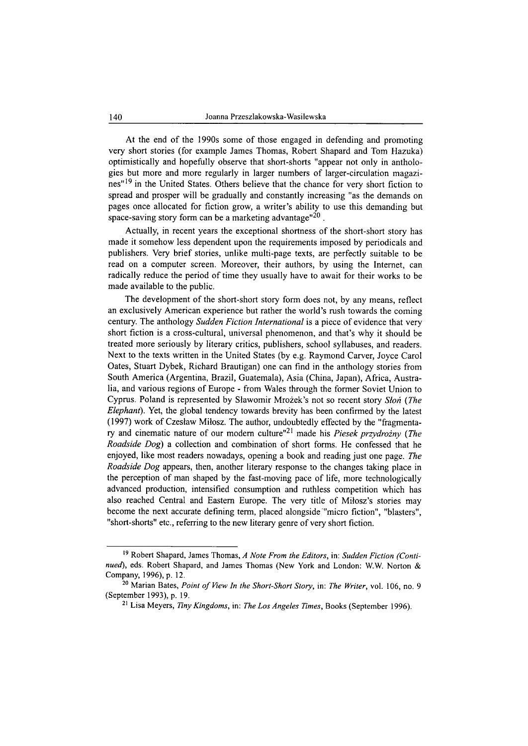At the end of the 1990s some of those engaged in defending and promoting very short stories (for example James Thomas, Robert Shapard and Tom Hazuka) optimistically and hopefully observe that short-shorts "appear not only in anthologies but more and more regularly in larger numbers of larger-circulation magazines"[19] in the United States. Others believe that the chance for very short fiction to spread and prosper will be gradually and constantly increasing "as the demands on pages once allocated for fiction grow, a writer's ability to use this demanding but space-saving story form can be a marketing advantage"[20] .

Actually, in recent years the exceptional shortness of the short-short story has made it somehow less dependent upon the requirements imposed by periodicals and publishers. Very brief stories, unlike multi-page texts, are perfectly suitable to be read on a computer screen. Moreover, their authors, by using the Internet, can radically reduce the period of time they usually have to await for their works to be made available to the public.

The development of the short-short story form does not, by any means, reflect an exclusively American experience but rather the world's rush towards the coming century. The anthology *Sudden Fiction International* is a piece of evidence that very short fiction is a cross-cultural, universal phenomenon, and that's why it should be treated more seriously by literary critics, publishers, school syllabuses, and readers. Next to the texts written in the United States (by e.g. Raymond Carver, Joyce Carol Oates, Stuart Dybek, Richard Brautigan) one can find in the anthology stories from South America (Argentina, Brazil, Guatemala), Asia (China, Japan), Africa, Australia, and various regions of Europe - from Wales through the former Soviet Union to Cyprus. Poland is represented by Sławomir Mrożek's not so recent story *Słoń* (*The Elephant*). Yet, the global tendency towards brevity has been confirmed by the latest (1997) work of Czesław Miłosz. The author, undoubtedly effected by the "fragmentary and cinematic nature of our modern culture"[21] made his *Piesek przydrożny* (*The Roadside Dog*) a collection and combination of short forms. He confessed that he enjoyed, like most readers nowadays, opening a book and reading just one page. *The Roadside Dog* appears, then, another literary response to the changes taking place in the perception of man shaped by the fast-moving pace of life, more technologically advanced production, intensified consumption and ruthless competition which has also reached Central and Eastern Europe. The very title of Miłosz's stories may become the next accurate defining term, placed alongside "micro fiction", "blasters", "short-shorts" etc., referring to the new literary genre of very short fiction.

---

[19] Robert Shapard, James Thomas, *A Note From the Editors*, in: *Sudden Fiction (Continued)*, eds. Robert Shapard, and James Thomas (New York and London: W.W. Norton & Company, 1996), p. 12.

[20] Marian Bates, *Point of View In the Short-Short Story*, in: *The Writer*, vol. 106, no. 9 (September 1993), p. 19.

[21] Lisa Meyers, *Tiny Kingdoms*, in: *The Los Angeles Times*, Books (September 1996).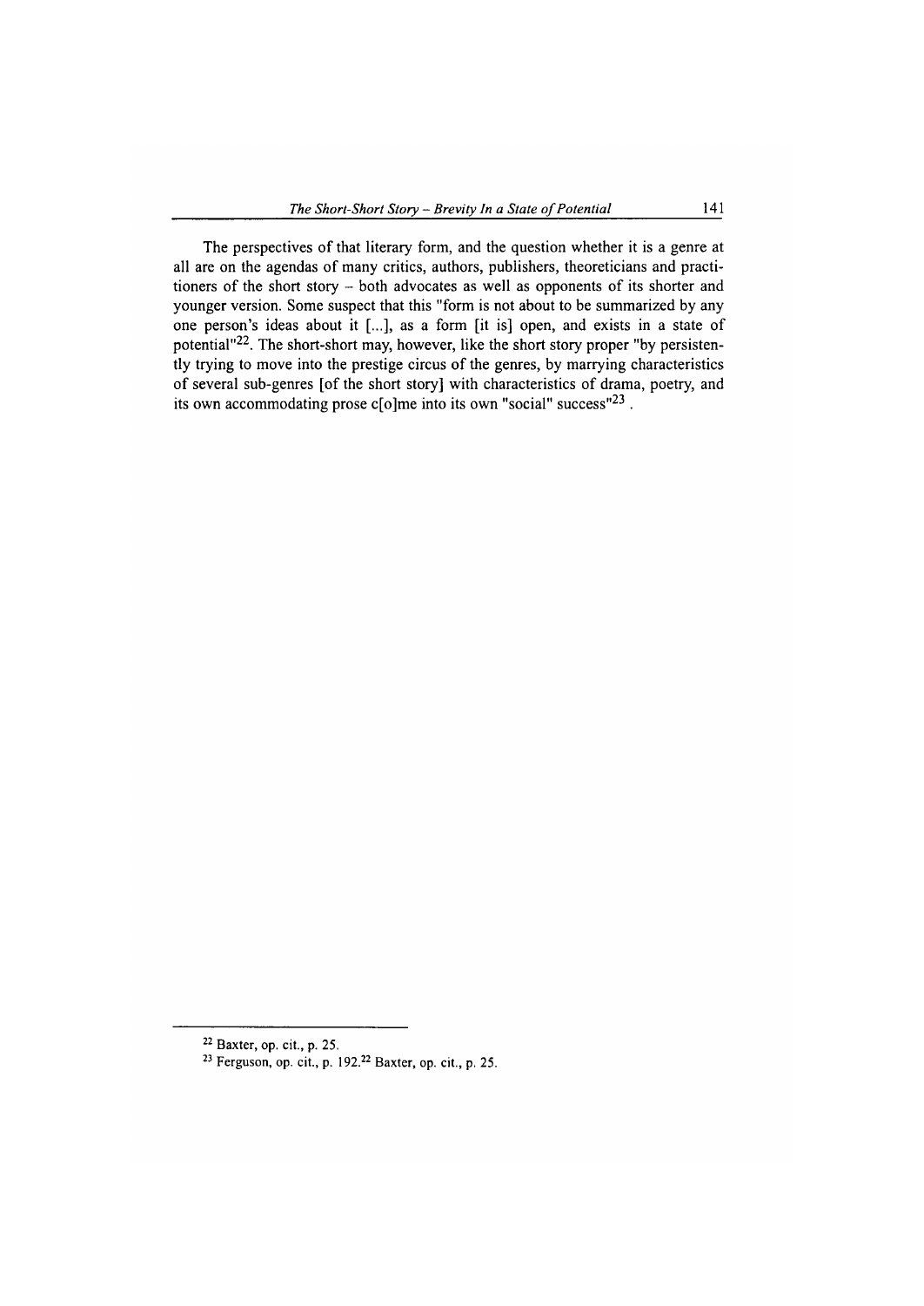The perspectives of that literary form, and the question whether it is a genre at all are on the agendas of many critics, authors, publishers, theoreticians and practitioners of the short story – both advocates as well as opponents of its shorter and younger version. Some suspect that this "form is not about to be summarized by any one person's ideas about it [...], as a form [it is] open, and exists in a state of potential"[22]. The short-short may, however, like the short story proper "by persistently trying to move into the prestige circus of the genres, by marrying characteristics of several sub-genres [of the short story] with characteristics of drama, poetry, and its own accommodating prose c[o]me into its own "social" success"[23] .

---

[22] Baxter, op. cit., p. 25.

[23] Ferguson, op. cit., p. 192.[22] Baxter, op. cit., p. 25.